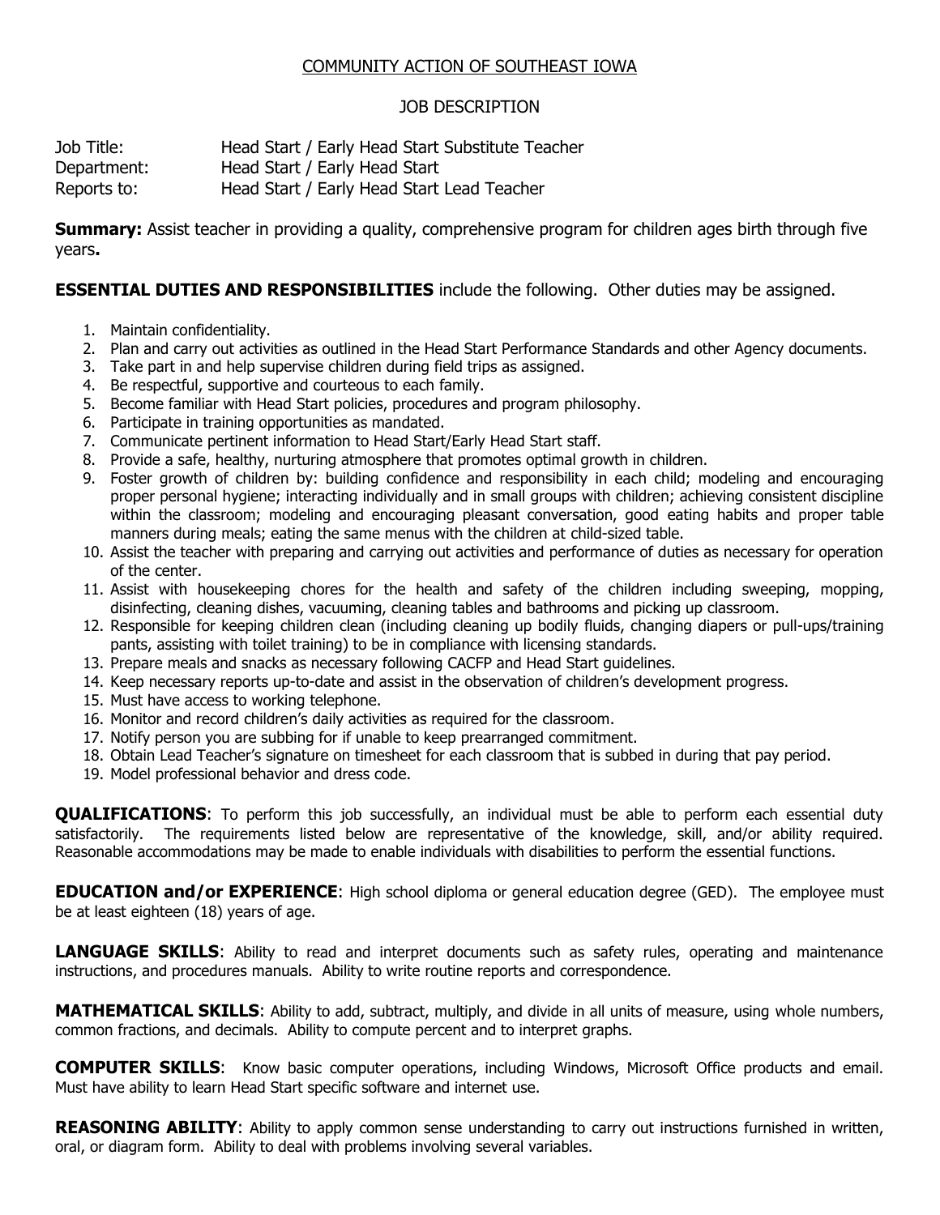COMMUNITY ACTION OF SOUTHEAST IOWA

JOB DESCRIPTION

| | |
|---|---|
| Job Title: | Head Start / Early Head Start Substitute Teacher |
| Department: | Head Start / Early Head Start |
| Reports to: | Head Start / Early Head Start Lead Teacher |

**Summary:** Assist teacher in providing a quality, comprehensive program for children ages birth through five years**.**

**ESSENTIAL DUTIES AND RESPONSIBILITIES** include the following. Other duties may be assigned.

1. Maintain confidentiality.
2. Plan and carry out activities as outlined in the Head Start Performance Standards and other Agency documents.
3. Take part in and help supervise children during field trips as assigned.
4. Be respectful, supportive and courteous to each family.
5. Become familiar with Head Start policies, procedures and program philosophy.
6. Participate in training opportunities as mandated.
7. Communicate pertinent information to Head Start/Early Head Start staff.
8. Provide a safe, healthy, nurturing atmosphere that promotes optimal growth in children.
9. Foster growth of children by: building confidence and responsibility in each child; modeling and encouraging proper personal hygiene; interacting individually and in small groups with children; achieving consistent discipline within the classroom; modeling and encouraging pleasant conversation, good eating habits and proper table manners during meals; eating the same menus with the children at child-sized table.
10. Assist the teacher with preparing and carrying out activities and performance of duties as necessary for operation of the center.
11. Assist with housekeeping chores for the health and safety of the children including sweeping, mopping, disinfecting, cleaning dishes, vacuuming, cleaning tables and bathrooms and picking up classroom.
12. Responsible for keeping children clean (including cleaning up bodily fluids, changing diapers or pull-ups/training pants, assisting with toilet training) to be in compliance with licensing standards.
13. Prepare meals and snacks as necessary following CACFP and Head Start guidelines.
14. Keep necessary reports up-to-date and assist in the observation of children's development progress.
15. Must have access to working telephone.
16. Monitor and record children's daily activities as required for the classroom.
17. Notify person you are subbing for if unable to keep prearranged commitment.
18. Obtain Lead Teacher's signature on timesheet for each classroom that is subbed in during that pay period.
19. Model professional behavior and dress code.

**QUALIFICATIONS**: To perform this job successfully, an individual must be able to perform each essential duty satisfactorily. The requirements listed below are representative of the knowledge, skill, and/or ability required. Reasonable accommodations may be made to enable individuals with disabilities to perform the essential functions.

**EDUCATION and/or EXPERIENCE**: High school diploma or general education degree (GED). The employee must be at least eighteen (18) years of age.

**LANGUAGE SKILLS**: Ability to read and interpret documents such as safety rules, operating and maintenance instructions, and procedures manuals. Ability to write routine reports and correspondence.

**MATHEMATICAL SKILLS**: Ability to add, subtract, multiply, and divide in all units of measure, using whole numbers, common fractions, and decimals. Ability to compute percent and to interpret graphs.

**COMPUTER SKILLS**: Know basic computer operations, including Windows, Microsoft Office products and email. Must have ability to learn Head Start specific software and internet use.

**REASONING ABILITY**: Ability to apply common sense understanding to carry out instructions furnished in written, oral, or diagram form. Ability to deal with problems involving several variables.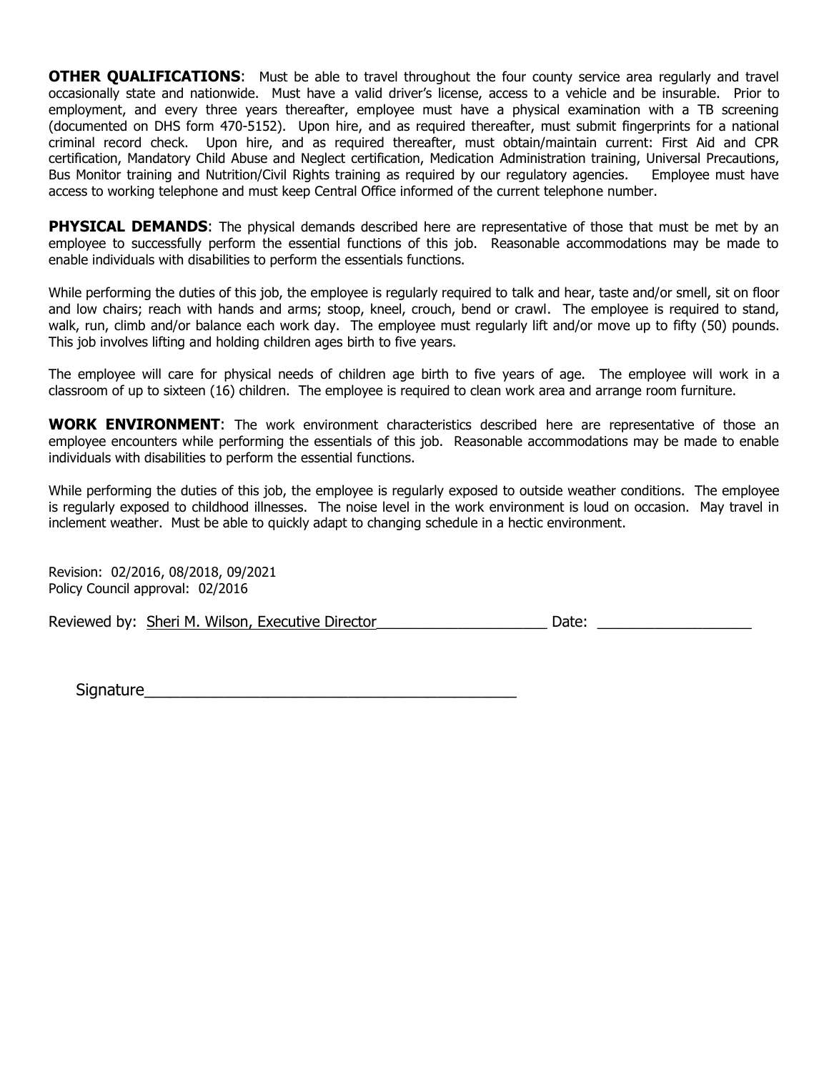**OTHER QUALIFICATIONS**: Must be able to travel throughout the four county service area regularly and travel occasionally state and nationwide. Must have a valid driver's license, access to a vehicle and be insurable. Prior to employment, and every three years thereafter, employee must have a physical examination with a TB screening (documented on DHS form 470-5152). Upon hire, and as required thereafter, must submit fingerprints for a national criminal record check. Upon hire, and as required thereafter, must obtain/maintain current: First Aid and CPR certification, Mandatory Child Abuse and Neglect certification, Medication Administration training, Universal Precautions, Bus Monitor training and Nutrition/Civil Rights training as required by our regulatory agencies. Employee must have access to working telephone and must keep Central Office informed of the current telephone number.

**PHYSICAL DEMANDS**: The physical demands described here are representative of those that must be met by an employee to successfully perform the essential functions of this job. Reasonable accommodations may be made to enable individuals with disabilities to perform the essentials functions.

While performing the duties of this job, the employee is regularly required to talk and hear, taste and/or smell, sit on floor and low chairs; reach with hands and arms; stoop, kneel, crouch, bend or crawl. The employee is required to stand, walk, run, climb and/or balance each work day. The employee must regularly lift and/or move up to fifty (50) pounds. This job involves lifting and holding children ages birth to five years.

The employee will care for physical needs of children age birth to five years of age. The employee will work in a classroom of up to sixteen (16) children. The employee is required to clean work area and arrange room furniture.

**WORK ENVIRONMENT**: The work environment characteristics described here are representative of those an employee encounters while performing the essentials of this job. Reasonable accommodations may be made to enable individuals with disabilities to perform the essential functions.

While performing the duties of this job, the employee is regularly exposed to outside weather conditions. The employee is regularly exposed to childhood illnesses. The noise level in the work environment is loud on occasion. May travel in inclement weather. Must be able to quickly adapt to changing schedule in a hectic environment.

Revision: 02/2016, 08/2018, 09/2021
Policy Council approval: 02/2016

Reviewed by: Sheri M. Wilson, Executive Director_____________________ Date: ___________________

Signature___________________________________________